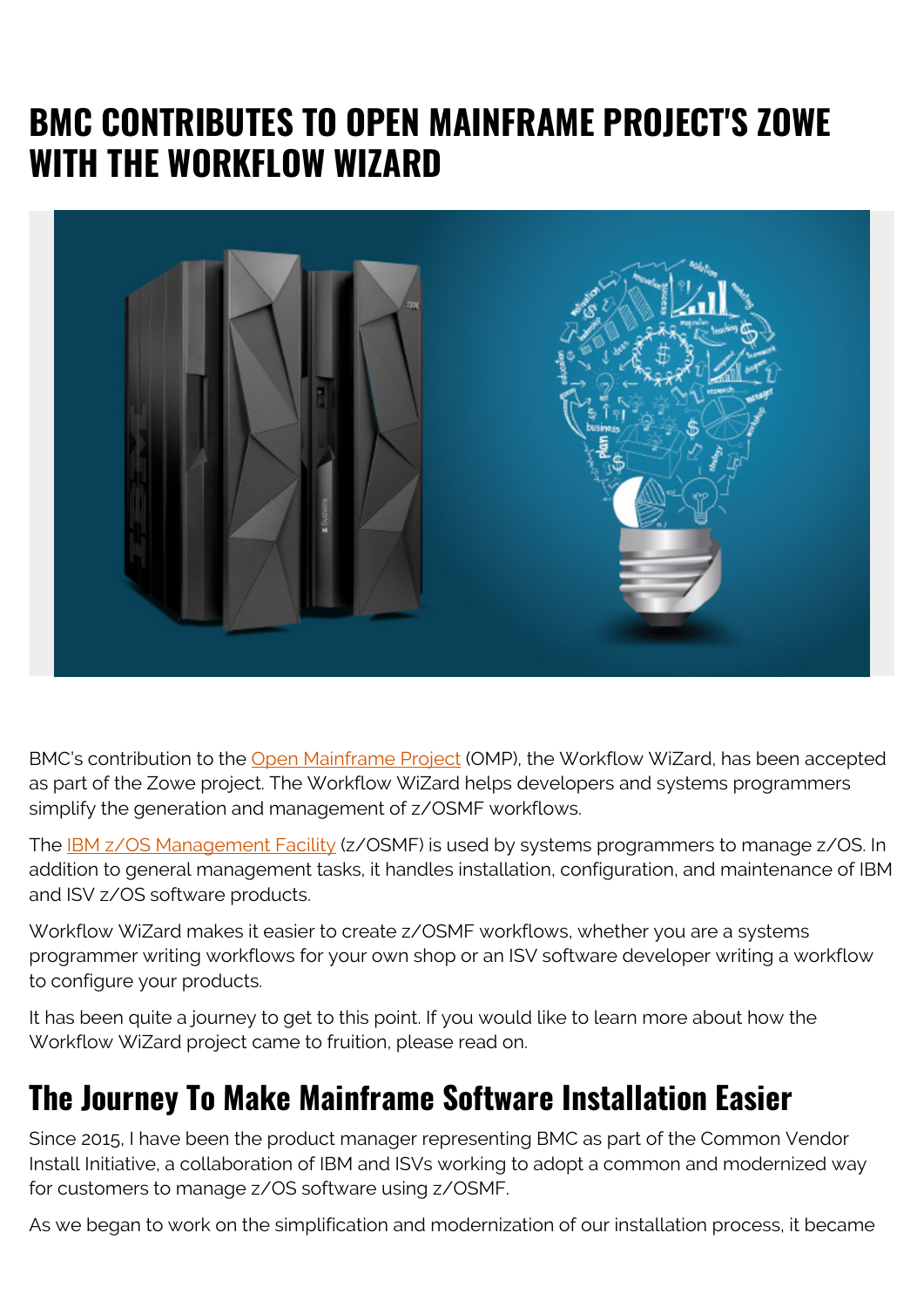# BMC CONTRIBUTES TO OPEN MAINFRAME PROJECT'S ZOWE WITH THE WORKFLOW WIZARD

BMC's contribution to the Open Mainframe Project (OMP), the Workflow WiZard, has been accepted as part of the Zowe project. The Workflow WiZard helps developers and systems programmers simplify the generation and management of z/OSMF workflows.

The IBM z/OS Management Facility (z/OSMF) is used by systems programmers to manage z/OS. In addition to general management tasks, it handles installation, configuration, and maintenance of IBM and ISV z/OS software products.

Workflow WiZard makes it easier to create z/OSMF workflows, whether you are a systems programmer writing workflows for your own shop or an ISV software developer writing a workflow to configure your products.

It has been quite a journey to get to this point. If you would like to learn more about how the Workflow WiZard project came to fruition, please read on.

## The Journey To Make Mainframe Software Installation Easier

Since 2015, I have been the product manager representing BMC as part of the Common Vendor Install Initiative, a collaboration of IBM and ISVs working to adopt a common and modernized way for customers to manage z/OS software using z/OSMF.

As we began to work on the simplification and modernization of our installation process, it became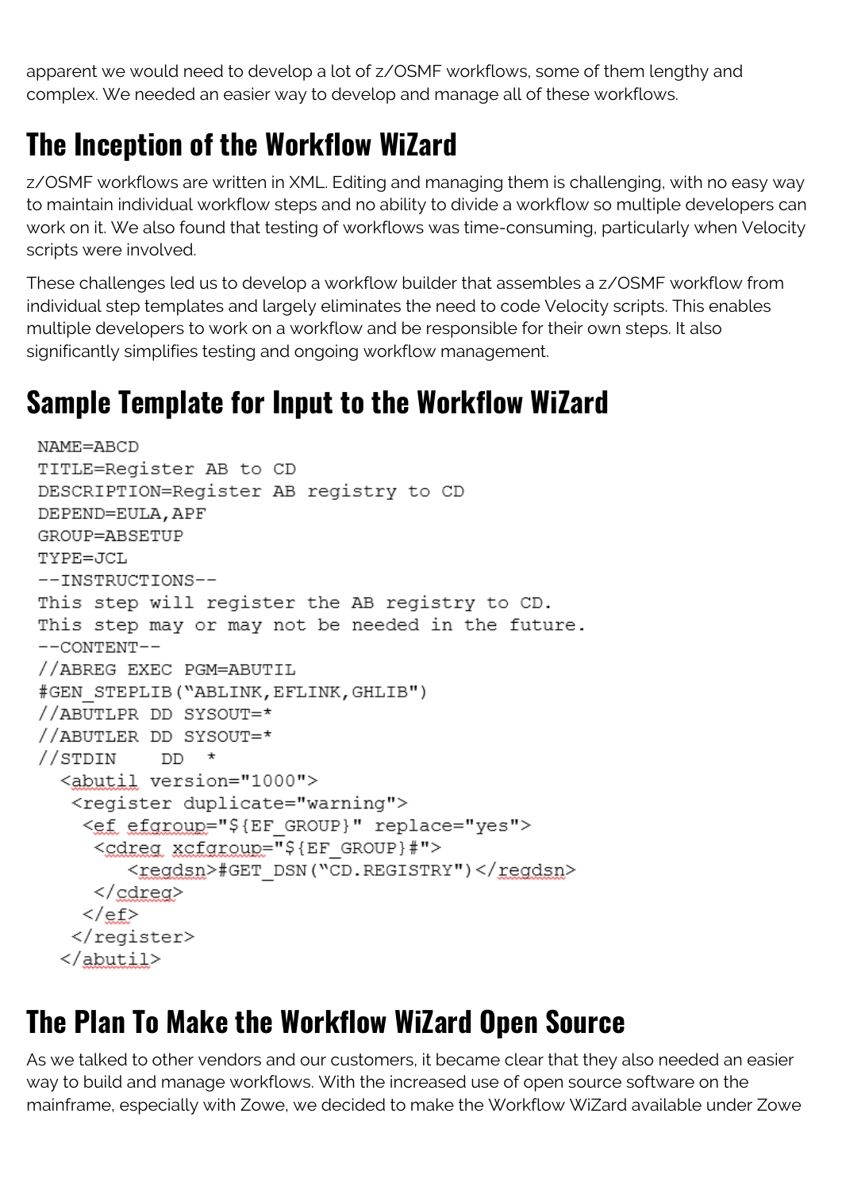apparent we would need to develop a lot of z/OSMF workflows, some of them lengthy and complex. We needed an easier way to develop and manage all of these workflows.

## The Inception of the Workflow WiZard

z/OSMF workflows are written in XML. Editing and managing them is challenging, with no easy way to maintain individual workflow steps and no ability to divide a workflow so multiple developers can work on it. We also found that testing of workflows was time-consuming, particularly when Velocity scripts were involved.

These challenges led us to develop a workflow builder that assembles a z/OSMF workflow from individual step templates and largely eliminates the need to code Velocity scripts. This enables multiple developers to work on a workflow and be responsible for their own steps. It also significantly simplifies testing and ongoing workflow management.

## Sample Template for Input to the Workflow WiZard

```
NAME=ABCD
TITLE=Register AB to CD
DESCRIPTION=Register AB registry to CD
DEPEND=EULA,APF
GROUP=ABSETUP
TYPE=JCL
--INSTRUCTIONS--
This step will register the AB registry to CD.
This step may or may not be needed in the future.
--CONTENT--
//ABREG EXEC PGM=ABUTIL
#GEN_STEPLIB("ABLINK,EFLINK,GHLIB")
//ABUTLPR DD SYSOUT=*
//ABUTLER DD SYSOUT=*
//STDIN    DD  *
  <abutil version="1000">
   <register duplicate="warning">
    <ef efgroup="${EF_GROUP}" replace="yes">
     <cdreg xcfgroup="${EF_GROUP}#">
        <regdsn>#GET_DSN("CD.REGISTRY")</regdsn>
     </cdreg>
    </ef>
   </register>
  </abutil>
```

## The Plan To Make the Workflow WiZard Open Source

As we talked to other vendors and our customers, it became clear that they also needed an easier way to build and manage workflows. With the increased use of open source software on the mainframe, especially with Zowe, we decided to make the Workflow WiZard available under Zowe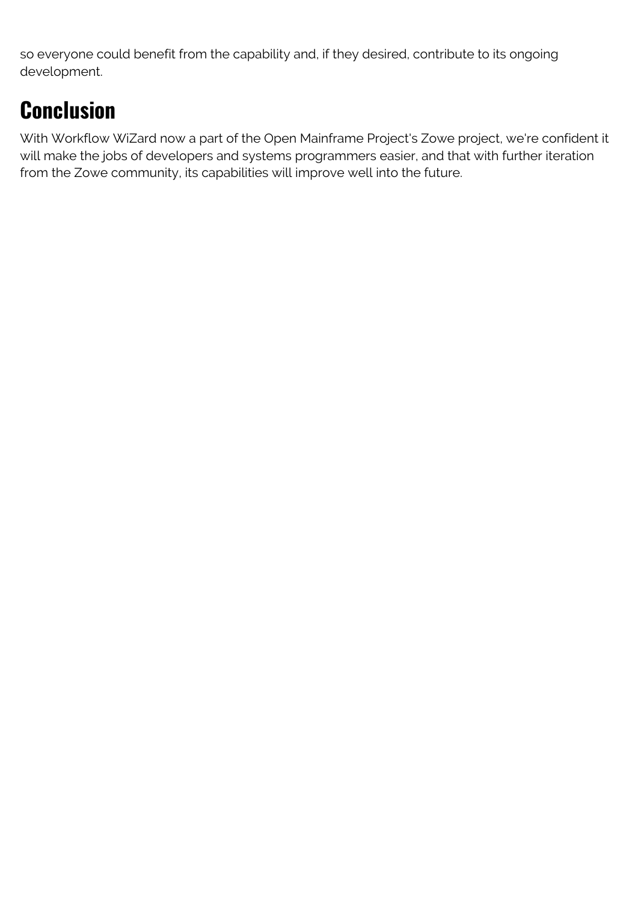so everyone could benefit from the capability and, if they desired, contribute to its ongoing development.

## Conclusion

With Workflow WiZard now a part of the Open Mainframe Project's Zowe project, we're confident it will make the jobs of developers and systems programmers easier, and that with further iteration from the Zowe community, its capabilities will improve well into the future.